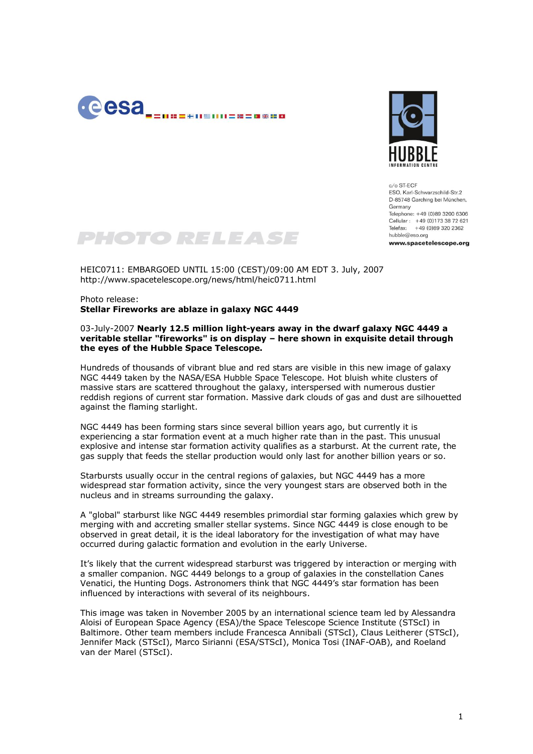c/o ST-ECF
ESO, Karl-Schwarzschild-Str.2
D-85748 Garching bei München,
Germany
Telephone: +49 (0)89 3200 6306
Cellular: +49 (0)173 38 72 621
Telefax: +49 (0)89 320 2362
hubble@eso.org
**www.spacetelescope.org**

# PHOTO RELEASE

HEIC0711: EMBARGOED UNTIL 15:00 (CEST)/09:00 AM EDT 3. July, 2007
http://www.spacetelescope.org/news/html/heic0711.html

Photo release:
**Stellar Fireworks are ablaze in galaxy NGC 4449**

03-July-2007 **Nearly 12.5 million light-years away in the dwarf galaxy NGC 4449 a veritable stellar "fireworks" is on display – here shown in exquisite detail through the eyes of the Hubble Space Telescope.**

Hundreds of thousands of vibrant blue and red stars are visible in this new image of galaxy NGC 4449 taken by the NASA/ESA Hubble Space Telescope. Hot bluish white clusters of massive stars are scattered throughout the galaxy, interspersed with numerous dustier reddish regions of current star formation. Massive dark clouds of gas and dust are silhouetted against the flaming starlight.

NGC 4449 has been forming stars since several billion years ago, but currently it is experiencing a star formation event at a much higher rate than in the past. This unusual explosive and intense star formation activity qualifies as a starburst. At the current rate, the gas supply that feeds the stellar production would only last for another billion years or so.

Starbursts usually occur in the central regions of galaxies, but NGC 4449 has a more widespread star formation activity, since the very youngest stars are observed both in the nucleus and in streams surrounding the galaxy.

A "global" starburst like NGC 4449 resembles primordial star forming galaxies which grew by merging with and accreting smaller stellar systems. Since NGC 4449 is close enough to be observed in great detail, it is the ideal laboratory for the investigation of what may have occurred during galactic formation and evolution in the early Universe.

It's likely that the current widespread starburst was triggered by interaction or merging with a smaller companion. NGC 4449 belongs to a group of galaxies in the constellation Canes Venatici, the Hunting Dogs. Astronomers think that NGC 4449's star formation has been influenced by interactions with several of its neighbours.

This image was taken in November 2005 by an international science team led by Alessandra Aloisi of European Space Agency (ESA)/the Space Telescope Science Institute (STScI) in Baltimore. Other team members include Francesca Annibali (STScI), Claus Leitherer (STScI), Jennifer Mack (STScI), Marco Sirianni (ESA/STScI), Monica Tosi (INAF-OAB), and Roeland van der Marel (STScI).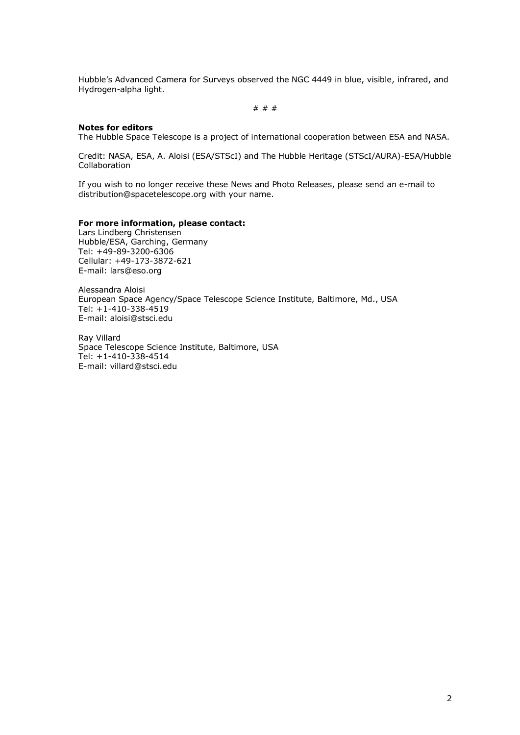Hubble's Advanced Camera for Surveys observed the NGC 4449 in blue, visible, infrared, and Hydrogen-alpha light.

# # #

**Notes for editors**
The Hubble Space Telescope is a project of international cooperation between ESA and NASA.

Credit: NASA, ESA, A. Aloisi (ESA/STScI) and The Hubble Heritage (STScI/AURA)-ESA/Hubble Collaboration

If you wish to no longer receive these News and Photo Releases, please send an e-mail to distribution@spacetelescope.org with your name.

**For more information, please contact:**
Lars Lindberg Christensen
Hubble/ESA, Garching, Germany
Tel: +49-89-3200-6306
Cellular: +49-173-3872-621
E-mail: lars@eso.org

Alessandra Aloisi
European Space Agency/Space Telescope Science Institute, Baltimore, Md., USA
Tel: +1-410-338-4519
E-mail: aloisi@stsci.edu

Ray Villard
Space Telescope Science Institute, Baltimore, USA
Tel: +1-410-338-4514
E-mail: villard@stsci.edu